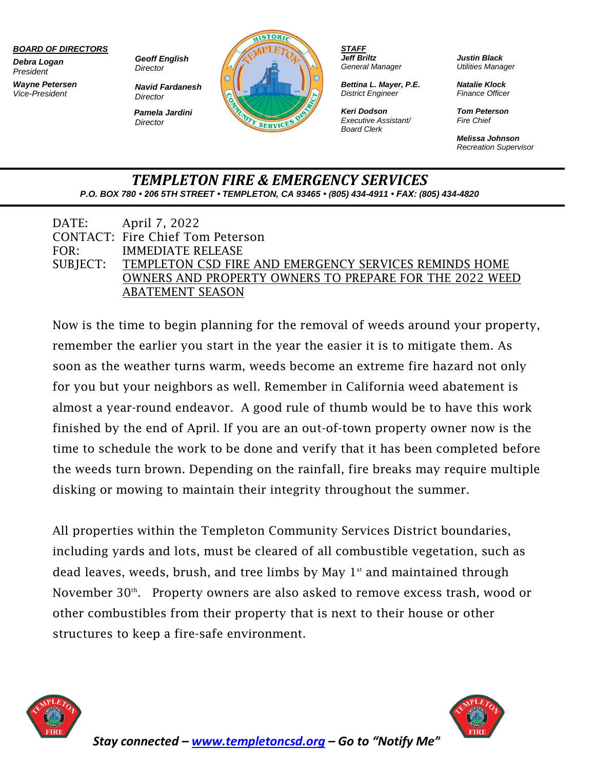**BOARD OF DIRECTORS**

**Debra Logan**
*President*

**Wayne Petersen**
*Vice-President*

**Geoff English**
*Director*

**Navid Fardanesh**
*Director*

**Pamela Jardini**
*Director*

**STAFF**

**Jeff Briltz**
*General Manager*

**Bettina L. Mayer, P.E.**
*District Engineer*

**Keri Dodson**
*Executive Assistant/ Board Clerk*

**Justin Black**
*Utilities Manager*

**Natalie Klock**
*Finance Officer*

**Tom Peterson**
*Fire Chief*

**Melissa Johnson**
*Recreation Supervisor*

# TEMPLETON FIRE & EMERGENCY SERVICES

**P.O. BOX 780 • 206 5TH STREET • TEMPLETON, CA 93465 • (805) 434-4911 • FAX: (805) 434-4820**

DATE: April 7, 2022
CONTACT: Fire Chief Tom Peterson
FOR: IMMEDIATE RELEASE
SUBJECT: TEMPLETON CSD FIRE AND EMERGENCY SERVICES REMINDS HOME OWNERS AND PROPERTY OWNERS TO PREPARE FOR THE 2022 WEED ABATEMENT SEASON

Now is the time to begin planning for the removal of weeds around your property, remember the earlier you start in the year the easier it is to mitigate them. As soon as the weather turns warm, weeds become an extreme fire hazard not only for you but your neighbors as well. Remember in California weed abatement is almost a year-round endeavor. A good rule of thumb would be to have this work finished by the end of April. If you are an out-of-town property owner now is the time to schedule the work to be done and verify that it has been completed before the weeds turn brown. Depending on the rainfall, fire breaks may require multiple disking or mowing to maintain their integrity throughout the summer.

All properties within the Templeton Community Services District boundaries, including yards and lots, must be cleared of all combustible vegetation, such as dead leaves, weeds, brush, and tree limbs by May 1st and maintained through November 30th. Property owners are also asked to remove excess trash, wood or other combustibles from their property that is next to their house or other structures to keep a fire-safe environment.

***Stay connected – www.templetoncsd.org – Go to "Notify Me"***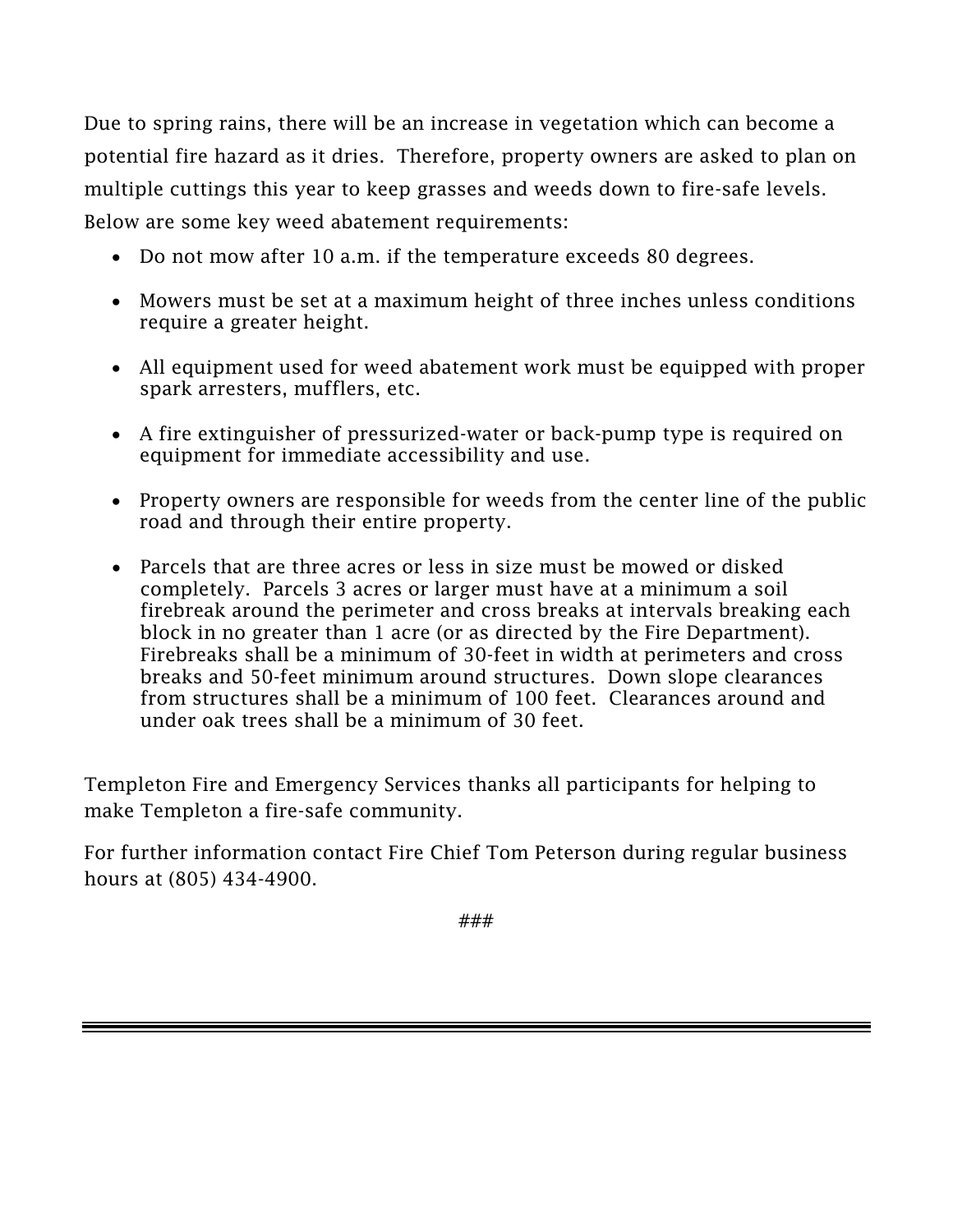Due to spring rains, there will be an increase in vegetation which can become a potential fire hazard as it dries. Therefore, property owners are asked to plan on multiple cuttings this year to keep grasses and weeds down to fire-safe levels. Below are some key weed abatement requirements:

- Do not mow after 10 a.m. if the temperature exceeds 80 degrees.
- Mowers must be set at a maximum height of three inches unless conditions require a greater height.
- All equipment used for weed abatement work must be equipped with proper spark arresters, mufflers, etc.
- A fire extinguisher of pressurized-water or back-pump type is required on equipment for immediate accessibility and use.
- Property owners are responsible for weeds from the center line of the public road and through their entire property.
- Parcels that are three acres or less in size must be mowed or disked completely. Parcels 3 acres or larger must have at a minimum a soil firebreak around the perimeter and cross breaks at intervals breaking each block in no greater than 1 acre (or as directed by the Fire Department). Firebreaks shall be a minimum of 30-feet in width at perimeters and cross breaks and 50-feet minimum around structures. Down slope clearances from structures shall be a minimum of 100 feet. Clearances around and under oak trees shall be a minimum of 30 feet.

Templeton Fire and Emergency Services thanks all participants for helping to make Templeton a fire-safe community.

For further information contact Fire Chief Tom Peterson during regular business hours at (805) 434-4900.

###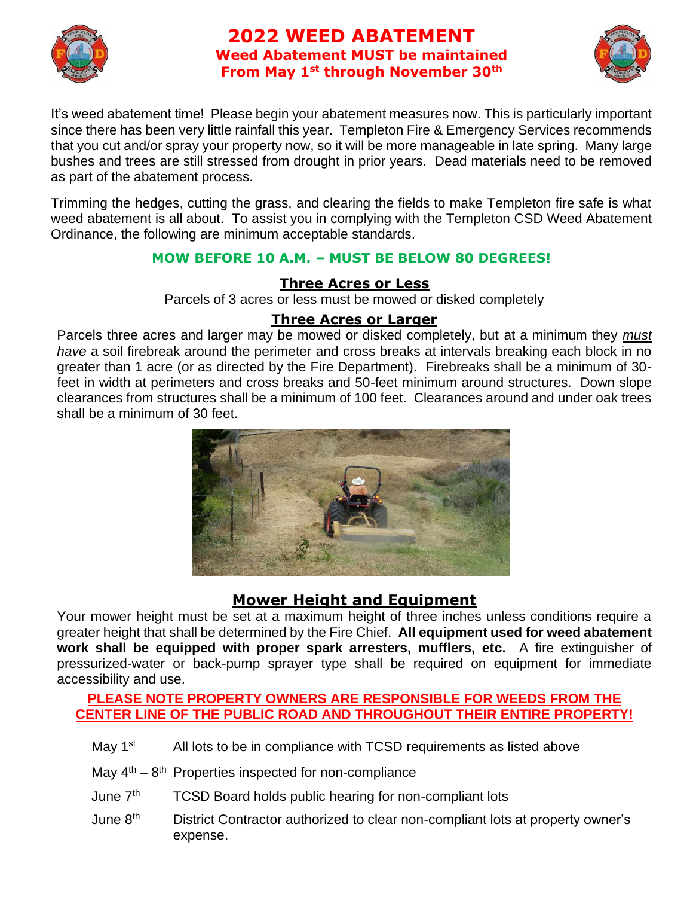# 2022 WEED ABATEMENT

**Weed Abatement MUST be maintained From May 1st through November 30th**

It's weed abatement time! Please begin your abatement measures now. This is particularly important since there has been very little rainfall this year. Templeton Fire & Emergency Services recommends that you cut and/or spray your property now, so it will be more manageable in late spring. Many large bushes and trees are still stressed from drought in prior years. Dead materials need to be removed as part of the abatement process.

Trimming the hedges, cutting the grass, and clearing the fields to make Templeton fire safe is what weed abatement is all about. To assist you in complying with the Templeton CSD Weed Abatement Ordinance, the following are minimum acceptable standards.

**MOW BEFORE 10 A.M. – MUST BE BELOW 80 DEGREES!**

## Three Acres or Less

Parcels of 3 acres or less must be mowed or disked completely

## Three Acres or Larger

Parcels three acres and larger may be mowed or disked completely, but at a minimum they *must have* a soil firebreak around the perimeter and cross breaks at intervals breaking each block in no greater than 1 acre (or as directed by the Fire Department). Firebreaks shall be a minimum of 30-feet in width at perimeters and cross breaks and 50-feet minimum around structures. Down slope clearances from structures shall be a minimum of 100 feet. Clearances around and under oak trees shall be a minimum of 30 feet.

## Mower Height and Equipment

Your mower height must be set at a maximum height of three inches unless conditions require a greater height that shall be determined by the Fire Chief. **All equipment used for weed abatement work shall be equipped with proper spark arresters, mufflers, etc.** A fire extinguisher of pressurized-water or back-pump sprayer type shall be required on equipment for immediate accessibility and use.

**PLEASE NOTE PROPERTY OWNERS ARE RESPONSIBLE FOR WEEDS FROM THE CENTER LINE OF THE PUBLIC ROAD AND THROUGHOUT THEIR ENTIRE PROPERTY!**

| | |
|---|---|
| May 1st | All lots to be in compliance with TCSD requirements as listed above |
| May 4th – 8th | Properties inspected for non-compliance |
| June 7th | TCSD Board holds public hearing for non-compliant lots |
| June 8th | District Contractor authorized to clear non-compliant lots at property owner's expense. |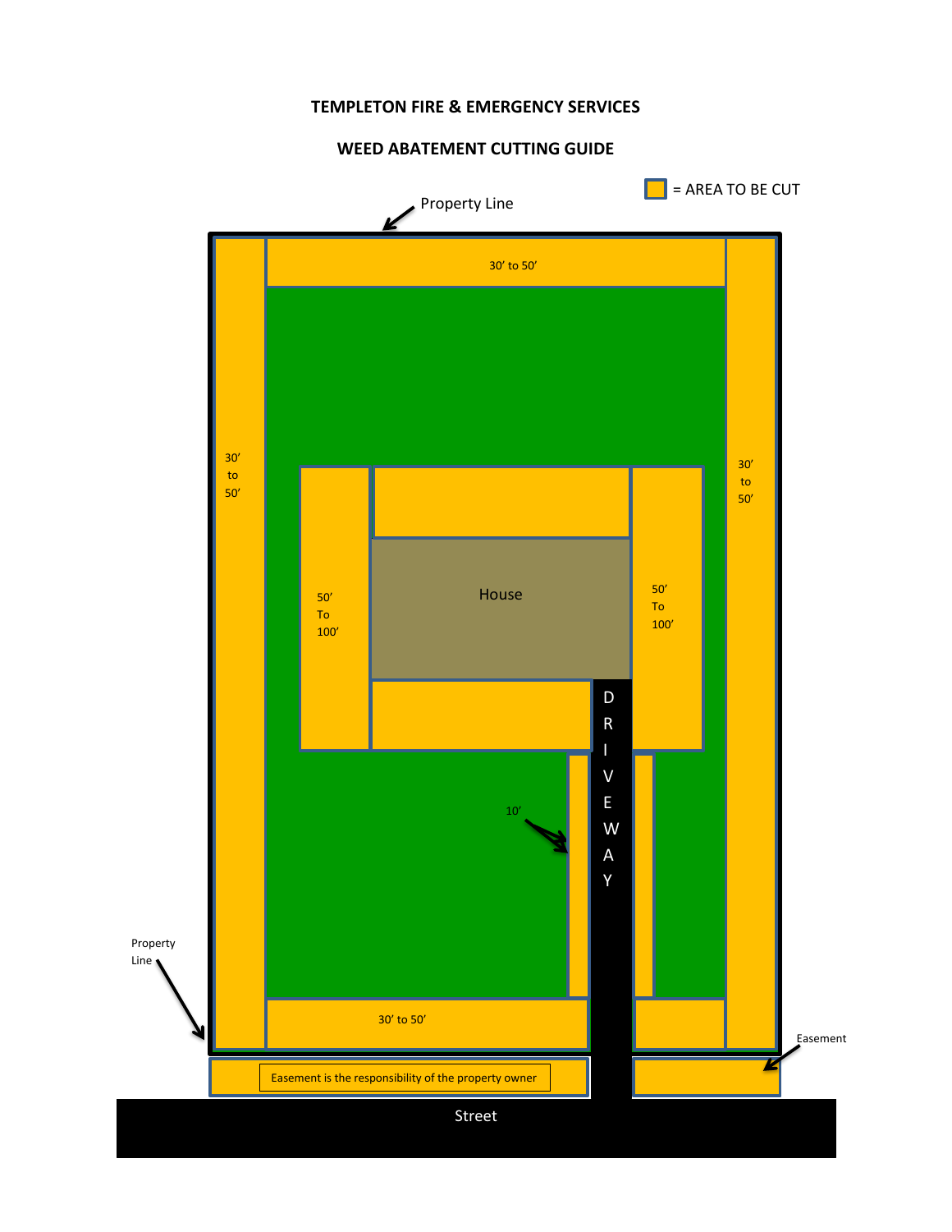**TEMPLETON FIRE & EMERGENCY SERVICES**

**WEED ABATEMENT CUTTING GUIDE**

= AREA TO BE CUT

Property Line

30' to 50'

30' to 50'

30' to 50'

50' To 100'

House

50' To 100'

D R I V E W A Y

10'

30' to 50'

Property Line

Easement

Easement is the responsibility of the property owner

Street